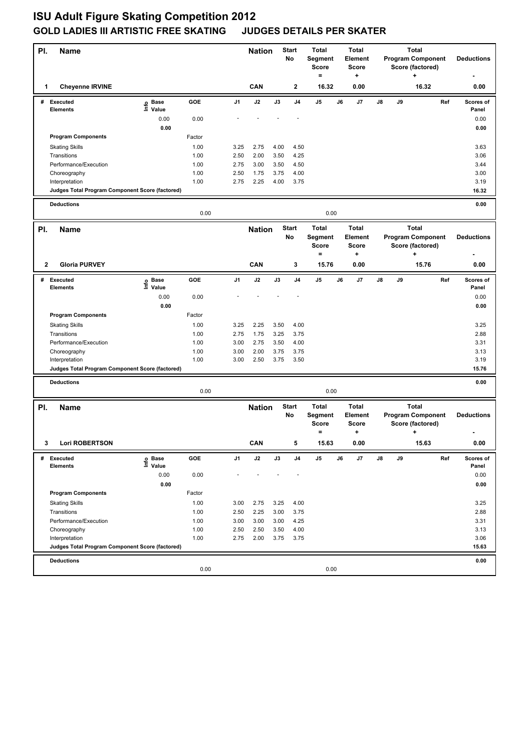# ISU Adult Figure Skating Competition 2012

## GOLD LADIES III ARTISTIC FREE SKATING JUDGES DETAILS PER SKATER

| Pl. | Name | Nation | Start No | Total Segment Score = | Total Element Score + | Total Program Component Score (factored) + | Deductions - |
|---|---|---|---|---|---|---|---|
| 1 | Cheyenne IRVINE | CAN | 2 | 16.32 | 0.00 | 16.32 | 0.00 |

| # | Executed Elements | Info | Base Value | GOE | J1 | J2 | J3 | J4 | J5 | J6 | J7 | J8 | J9 | Ref | Scores of Panel |
|---|---|---|---|---|---|---|---|---|---|---|---|---|---|---|---|
| | | | 0.00 | 0.00 | - | - | - | - | | | | | | | 0.00 |
| | | | 0.00 | | | | | | | | | | | | 0.00 |
| | Program Components | | | Factor | | | | | | | | | | | |
| | Skating Skills | | | 1.00 | 3.25 | 2.75 | 4.00 | 4.50 | | | | | | | 3.63 |
| | Transitions | | | 1.00 | 2.50 | 2.00 | 3.50 | 4.25 | | | | | | | 3.06 |
| | Performance/Execution | | | 1.00 | 2.75 | 3.00 | 3.50 | 4.50 | | | | | | | 3.44 |
| | Choreography | | | 1.00 | 2.50 | 1.75 | 3.75 | 4.00 | | | | | | | 3.00 |
| | Interpretation | | | 1.00 | 2.75 | 2.25 | 4.00 | 3.75 | | | | | | | 3.19 |
| | Judges Total Program Component Score (factored) | | | | | | | | | | | | | | 16.32 |
| | Deductions | | | | | | | | | | | | | | 0.00 |
| | | | | 0.00 | | | | | 0.00 | | | | | | |

| Pl. | Name | Nation | Start No | Total Segment Score = | Total Element Score + | Total Program Component Score (factored) + | Deductions - |
|---|---|---|---|---|---|---|---|
| 2 | Gloria PURVEY | CAN | 3 | 15.76 | 0.00 | 15.76 | 0.00 |

| # | Executed Elements | Info | Base Value | GOE | J1 | J2 | J3 | J4 | J5 | J6 | J7 | J8 | J9 | Ref | Scores of Panel |
|---|---|---|---|---|---|---|---|---|---|---|---|---|---|---|---|
| | | | 0.00 | 0.00 | - | - | - | - | | | | | | | 0.00 |
| | | | 0.00 | | | | | | | | | | | | 0.00 |
| | Program Components | | | Factor | | | | | | | | | | | |
| | Skating Skills | | | 1.00 | 3.25 | 2.25 | 3.50 | 4.00 | | | | | | | 3.25 |
| | Transitions | | | 1.00 | 2.75 | 1.75 | 3.25 | 3.75 | | | | | | | 2.88 |
| | Performance/Execution | | | 1.00 | 3.00 | 2.75 | 3.50 | 4.00 | | | | | | | 3.31 |
| | Choreography | | | 1.00 | 3.00 | 2.00 | 3.75 | 3.75 | | | | | | | 3.13 |
| | Interpretation | | | 1.00 | 3.00 | 2.50 | 3.75 | 3.50 | | | | | | | 3.19 |
| | Judges Total Program Component Score (factored) | | | | | | | | | | | | | | 15.76 |
| | Deductions | | | | | | | | | | | | | | 0.00 |
| | | | | 0.00 | | | | | 0.00 | | | | | | |

| Pl. | Name | Nation | Start No | Total Segment Score = | Total Element Score + | Total Program Component Score (factored) + | Deductions - |
|---|---|---|---|---|---|---|---|
| 3 | Lori ROBERTSON | CAN | 5 | 15.63 | 0.00 | 15.63 | 0.00 |

| # | Executed Elements | Info | Base Value | GOE | J1 | J2 | J3 | J4 | J5 | J6 | J7 | J8 | J9 | Ref | Scores of Panel |
|---|---|---|---|---|---|---|---|---|---|---|---|---|---|---|---|
| | | | 0.00 | 0.00 | - | - | - | - | | | | | | | 0.00 |
| | | | 0.00 | | | | | | | | | | | | 0.00 |
| | Program Components | | | Factor | | | | | | | | | | | |
| | Skating Skills | | | 1.00 | 3.00 | 2.75 | 3.25 | 4.00 | | | | | | | 3.25 |
| | Transitions | | | 1.00 | 2.50 | 2.25 | 3.00 | 3.75 | | | | | | | 2.88 |
| | Performance/Execution | | | 1.00 | 3.00 | 3.00 | 3.00 | 4.25 | | | | | | | 3.31 |
| | Choreography | | | 1.00 | 2.50 | 2.50 | 3.50 | 4.00 | | | | | | | 3.13 |
| | Interpretation | | | 1.00 | 2.75 | 2.00 | 3.75 | 3.75 | | | | | | | 3.06 |
| | Judges Total Program Component Score (factored) | | | | | | | | | | | | | | 15.63 |
| | Deductions | | | | | | | | | | | | | | 0.00 |
| | | | | 0.00 | | | | | 0.00 | | | | | | |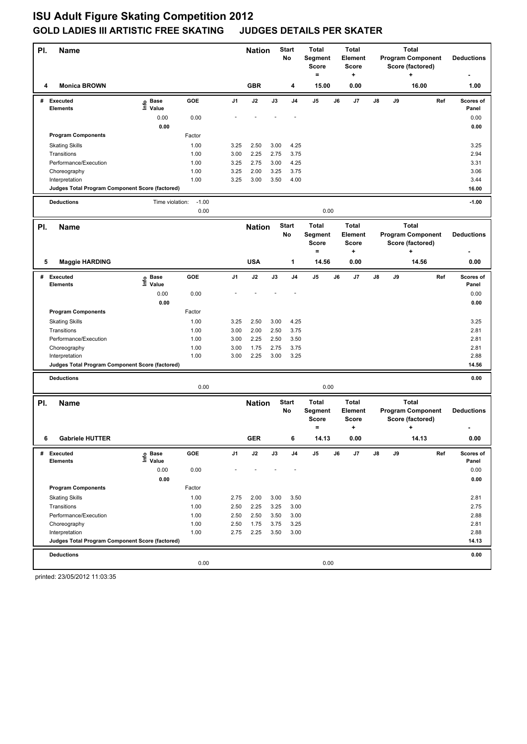# ISU Adult Figure Skating Competition 2012

## GOLD LADIES III ARTISTIC FREE SKATING JUDGES DETAILS PER SKATER

| Pl. | Name | Nation | Start No | Total Segment Score = | Total Element Score + | Total Program Component Score (factored) + | Deductions - |
|---|---|---|---|---|---|---|---|
| 4 | Monica BROWN | GBR | 4 | 15.00 | 0.00 | 16.00 | 1.00 |

| # | Executed Elements | Info | Base Value | GOE | J1 | J2 | J3 | J4 | J5 | J6 | J7 | J8 | J9 | Ref | Scores of Panel |
|---|---|---|---|---|---|---|---|---|---|---|---|---|---|---|---|
| | | | 0.00 | 0.00 | - | - | - | - | | | | | | | 0.00 |
| | | | 0.00 | | | | | | | | | | | | 0.00 |
| | **Program Components** | | | Factor | | | | | | | | | | | |
| | Skating Skills | | | 1.00 | 3.25 | 2.50 | 3.00 | 4.25 | | | | | | | 3.25 |
| | Transitions | | | 1.00 | 3.00 | 2.25 | 2.75 | 3.75 | | | | | | | 2.94 |
| | Performance/Execution | | | 1.00 | 3.25 | 2.75 | 3.00 | 4.25 | | | | | | | 3.31 |
| | Choreography | | | 1.00 | 3.25 | 2.00 | 3.25 | 3.75 | | | | | | | 3.06 |
| | Interpretation | | | 1.00 | 3.25 | 3.00 | 3.50 | 4.00 | | | | | | | 3.44 |
| | **Judges Total Program Component Score (factored)** | | | | | | | | | | | | | | 16.00 |
| | **Deductions** | | Time violation: | -1.00 | | | | | | | | | | | -1.00 |
| | | | | 0.00 | | | | | 0.00 | | | | | | |

| Pl. | Name | Nation | Start No | Total Segment Score = | Total Element Score + | Total Program Component Score (factored) + | Deductions - |
|---|---|---|---|---|---|---|---|
| 5 | Maggie HARDING | USA | 1 | 14.56 | 0.00 | 14.56 | 0.00 |

| # | Executed Elements | Info | Base Value | GOE | J1 | J2 | J3 | J4 | J5 | J6 | J7 | J8 | J9 | Ref | Scores of Panel |
|---|---|---|---|---|---|---|---|---|---|---|---|---|---|---|---|
| | | | 0.00 | 0.00 | - | - | - | - | | | | | | | 0.00 |
| | | | 0.00 | | | | | | | | | | | | 0.00 |
| | **Program Components** | | | Factor | | | | | | | | | | | |
| | Skating Skills | | | 1.00 | 3.25 | 2.50 | 3.00 | 4.25 | | | | | | | 3.25 |
| | Transitions | | | 1.00 | 3.00 | 2.00 | 2.50 | 3.75 | | | | | | | 2.81 |
| | Performance/Execution | | | 1.00 | 3.00 | 2.25 | 2.50 | 3.50 | | | | | | | 2.81 |
| | Choreography | | | 1.00 | 3.00 | 1.75 | 2.75 | 3.75 | | | | | | | 2.81 |
| | Interpretation | | | 1.00 | 3.00 | 2.25 | 3.00 | 3.25 | | | | | | | 2.88 |
| | **Judges Total Program Component Score (factored)** | | | | | | | | | | | | | | 14.56 |
| | **Deductions** | | | | | | | | | | | | | | 0.00 |
| | | | | 0.00 | | | | | 0.00 | | | | | | |

| Pl. | Name | Nation | Start No | Total Segment Score = | Total Element Score + | Total Program Component Score (factored) + | Deductions - |
|---|---|---|---|---|---|---|---|
| 6 | Gabriele HUTTER | GER | 6 | 14.13 | 0.00 | 14.13 | 0.00 |

| # | Executed Elements | Info | Base Value | GOE | J1 | J2 | J3 | J4 | J5 | J6 | J7 | J8 | J9 | Ref | Scores of Panel |
|---|---|---|---|---|---|---|---|---|---|---|---|---|---|---|---|
| | | | 0.00 | 0.00 | - | - | - | - | | | | | | | 0.00 |
| | | | 0.00 | | | | | | | | | | | | 0.00 |
| | **Program Components** | | | Factor | | | | | | | | | | | |
| | Skating Skills | | | 1.00 | 2.75 | 2.00 | 3.00 | 3.50 | | | | | | | 2.81 |
| | Transitions | | | 1.00 | 2.50 | 2.25 | 3.25 | 3.00 | | | | | | | 2.75 |
| | Performance/Execution | | | 1.00 | 2.50 | 2.50 | 3.50 | 3.00 | | | | | | | 2.88 |
| | Choreography | | | 1.00 | 2.50 | 1.75 | 3.75 | 3.25 | | | | | | | 2.81 |
| | Interpretation | | | 1.00 | 2.75 | 2.25 | 3.50 | 3.00 | | | | | | | 2.88 |
| | **Judges Total Program Component Score (factored)** | | | | | | | | | | | | | | 14.13 |
| | **Deductions** | | | | | | | | | | | | | | 0.00 |
| | | | | 0.00 | | | | | 0.00 | | | | | | |

printed: 23/05/2012 11:03:35